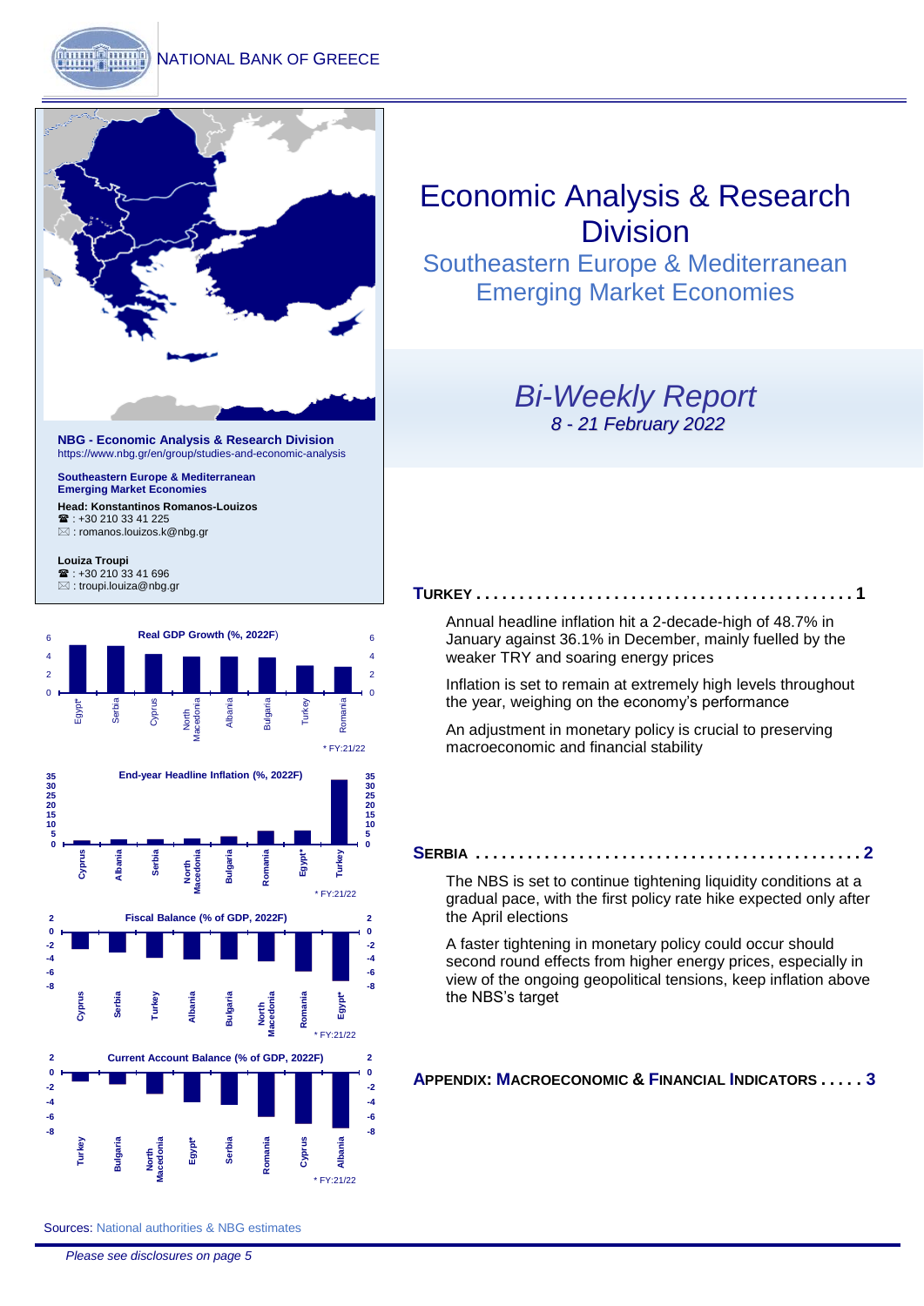NATIONAL BANK OF GREECE

# Economic Analysis & Research Division

## Southeastern Europe & Mediterranean Emerging Market Economies

## *Bi-Weekly Report*

*8 - 21 February 2022*

**NBG - Economic Analysis & Research Division**
https://www.nbg.gr/en/group/studies-and-economic-analysis

**Southeastern Europe & Mediterranean Emerging Market Economies**

**Head: Konstantinos Romanos-Louizos**
☎ : +30 210 33 41 225
✉ : romanos.louizos.k@nbg.gr

**Louiza Troupi**
☎ : +30 210 33 41 696
✉ : troupi.louiza@nbg.gr

**Real GDP Growth (%, 2022F)**

Egypt*, Serbia, Cyprus, North Macedonia, Albania, Bulgaria, Turkey, Romania

\* FY:21/22

**End-year Headline Inflation (%, 2022F)**

Cyprus, Albania, Serbia, North Macedonia, Bulgaria, Romania, Egypt*, Turkey

\* FY:21/22

**Fiscal Balance (% of GDP, 2022F)**

Cyprus, Serbia, Turkey, Albania, Bulgaria, North Macedonia, Romania, Egypt*

\* FY:21/22

**Current Account Balance (% of GDP, 2022F)**

Turkey, Bulgaria, North Macedonia, Egypt*, Serbia, Romania, Cyprus, Albania

\* FY:21/22

Sources: National authorities & NBG estimates

**TURKEY . . . . . . . . . . . . . . . . . . . . . . . . . . . . . . . . . . . . . . . . . . . . 1**

Annual headline inflation hit a 2-decade-high of 48.7% in January against 36.1% in December, mainly fuelled by the weaker TRY and soaring energy prices

Inflation is set to remain at extremely high levels throughout the year, weighing on the economy's performance

An adjustment in monetary policy is crucial to preserving macroeconomic and financial stability

**SERBIA . . . . . . . . . . . . . . . . . . . . . . . . . . . . . . . . . . . . . . . . . . . . . 2**

The NBS is set to continue tightening liquidity conditions at a gradual pace, with the first policy rate hike expected only after the April elections

A faster tightening in monetary policy could occur should second round effects from higher energy prices, especially in view of the ongoing geopolitical tensions, keep inflation above the NBS's target

**APPENDIX: MACROECONOMIC & FINANCIAL INDICATORS . . . . . 3**

*Please see disclosures on page 5*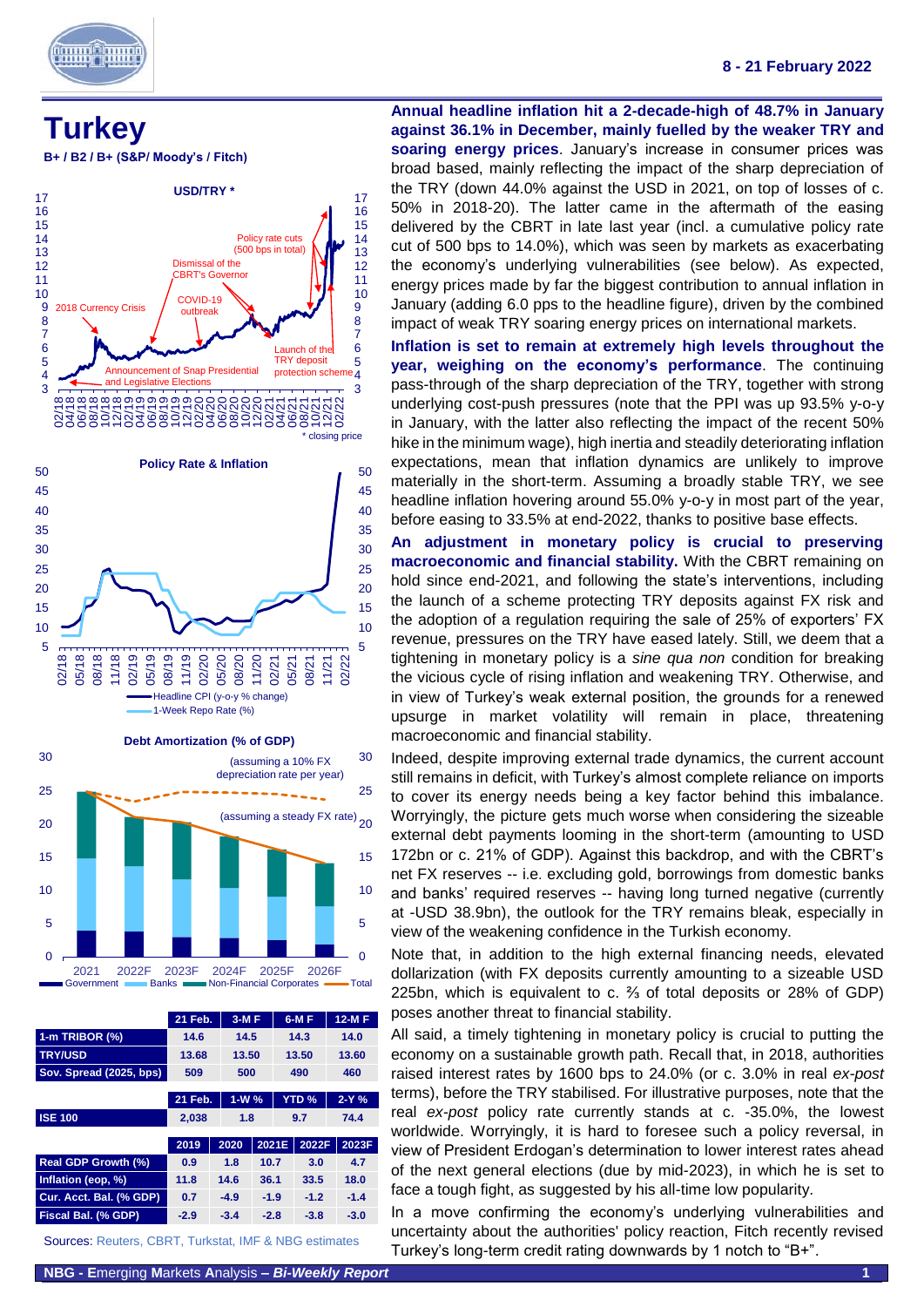8 - 21 February 2022

# Turkey

**B+ / B2 / B+ (S&P/ Moody's / Fitch)**

**USD/TRY ***

2018 Currency Crisis; Announcement of Snap Presidential and Legislative Elections; Dismissal of the CBRT's Governor; COVID-19 outbreak; Policy rate cuts (500 bps in total); Launch of the TRY deposit protection scheme

\* closing price

**Policy Rate & Inflation**

Headline CPI (y-o-y % change); 1-Week Repo Rate (%)

**Debt Amortization (% of GDP)**

(assuming a 10% FX depreciation rate per year); (assuming a steady FX rate)

Government; Banks; Non-Financial Corporates; Total

| | 21 Feb. | 3-M F | 6-M F | 12-M F |
|---|---|---|---|---|
| 1-m TRIBOR (%) | 14.6 | 14.5 | 14.3 | 14.0 |
| TRY/USD | 13.68 | 13.50 | 13.50 | 13.60 |
| Sov. Spread (2025, bps) | 509 | 500 | 490 | 460 |

| | 21 Feb. | 1-W % | YTD % | 2-Y % |
|---|---|---|---|---|
| ISE 100 | 2,038 | 1.8 | 9.7 | 74.4 |

| | 2019 | 2020 | 2021E | 2022F | 2023F |
|---|---|---|---|---|---|
| Real GDP Growth (%) | 0.9 | 1.8 | 10.7 | 3.0 | 4.7 |
| Inflation (eop, %) | 11.8 | 14.6 | 36.1 | 33.5 | 18.0 |
| Cur. Acct. Bal. (% GDP) | 0.7 | -4.9 | -1.9 | -1.2 | -1.4 |
| Fiscal Bal. (% GDP) | -2.9 | -3.4 | -2.8 | -3.8 | -3.0 |

Sources: Reuters, CBRT, Turkstat, IMF & NBG estimates

**Annual headline inflation hit a 2-decade-high of 48.7% in January against 36.1% in December, mainly fuelled by the weaker TRY and soaring energy prices**. January's increase in consumer prices was broad based, mainly reflecting the impact of the sharp depreciation of the TRY (down 44.0% against the USD in 2021, on top of losses of c. 50% in 2018-20). The latter came in the aftermath of the easing delivered by the CBRT in late last year (incl. a cumulative policy rate cut of 500 bps to 14.0%), which was seen by markets as exacerbating the economy's underlying vulnerabilities (see below). As expected, energy prices made by far the biggest contribution to annual inflation in January (adding 6.0 pps to the headline figure), driven by the combined impact of weak TRY soaring energy prices on international markets.

**Inflation is set to remain at extremely high levels throughout the year, weighing on the economy's performance**. The continuing pass-through of the sharp depreciation of the TRY, together with strong underlying cost-push pressures (note that the PPI was up 93.5% y-o-y in January, with the latter also reflecting the impact of the recent 50% hike in the minimum wage), high inertia and steadily deteriorating inflation expectations, mean that inflation dynamics are unlikely to improve materially in the short-term. Assuming a broadly stable TRY, we see headline inflation hovering around 55.0% y-o-y in most part of the year, before easing to 33.5% at end-2022, thanks to positive base effects.

**An adjustment in monetary policy is crucial to preserving macroeconomic and financial stability.** With the CBRT remaining on hold since end-2021, and following the state's interventions, including the launch of a scheme protecting TRY deposits against FX risk and the adoption of a regulation requiring the sale of 25% of exporters' FX revenue, pressures on the TRY have eased lately. Still, we deem that a tightening in monetary policy is a *sine qua non* condition for breaking the vicious cycle of rising inflation and weakening TRY. Otherwise, and in view of Turkey's weak external position, the grounds for a renewed upsurge in market volatility will remain in place, threatening macroeconomic and financial stability.

Indeed, despite improving external trade dynamics, the current account still remains in deficit, with Turkey's almost complete reliance on imports to cover its energy needs being a key factor behind this imbalance. Worryingly, the picture gets much worse when considering the sizeable external debt payments looming in the short-term (amounting to USD 172bn or c. 21% of GDP). Against this backdrop, and with the CBRT's net FX reserves -- i.e. excluding gold, borrowings from domestic banks and banks' required reserves -- having long turned negative (currently at -USD 38.9bn), the outlook for the TRY remains bleak, especially in view of the weakening confidence in the Turkish economy.

Note that, in addition to the high external financing needs, elevated dollarization (with FX deposits currently amounting to a sizeable USD 225bn, which is equivalent to c. ⅔ of total deposits or 28% of GDP) poses another threat to financial stability.

All said, a timely tightening in monetary policy is crucial to putting the economy on a sustainable growth path. Recall that, in 2018, authorities raised interest rates by 1600 bps to 24.0% (or c. 3.0% in real *ex-post* terms), before the TRY stabilised. For illustrative purposes, note that the real *ex-post* policy rate currently stands at c. -35.0%, the lowest worldwide. Worryingly, it is hard to foresee such a policy reversal, in view of President Erdogan's determination to lower interest rates ahead of the next general elections (due by mid-2023), in which he is set to face a tough fight, as suggested by his all-time low popularity.

In a move confirming the economy's underlying vulnerabilities and uncertainty about the authorities' policy reaction, Fitch recently revised Turkey's long-term credit rating downwards by 1 notch to "B+".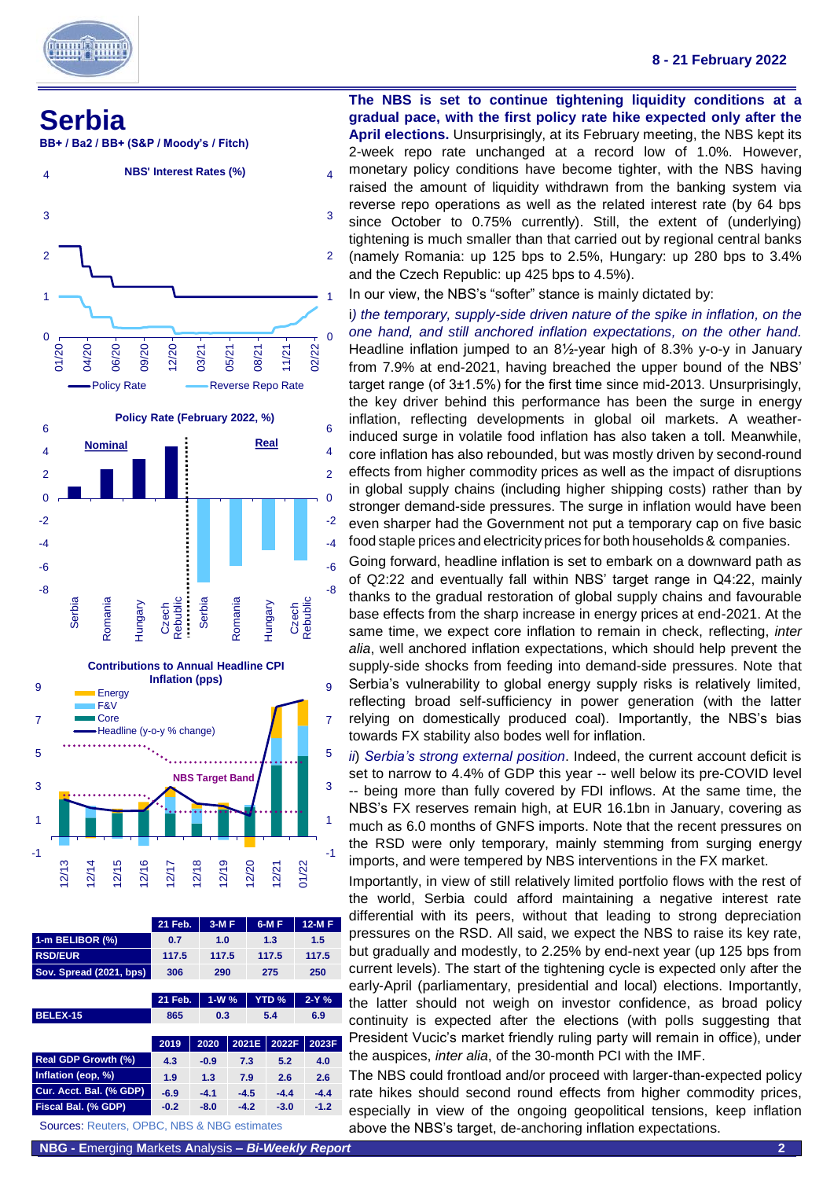# Serbia

**BB+ / Ba2 / BB+ (S&P / Moody's / Fitch)**

NBS' Interest Rates (%)

Policy Rate (February 2022, %)

Contributions to Annual Headline CPI Inflation (pps)

| | 21 Feb. | 3-M F | 6-M F | 12-M F |
|---|---|---|---|---|
| 1-m BELIBOR (%) | 0.7 | 1.0 | 1.3 | 1.5 |
| RSD/EUR | 117.5 | 117.5 | 117.5 | 117.5 |
| Sov. Spread (2021, bps) | 306 | 290 | 275 | 250 |

| | 21 Feb. | 1-W % | YTD % | 2-Y % |
|---|---|---|---|---|
| BELEX-15 | 865 | 0.3 | 5.4 | 6.9 |

| | 2019 | 2020 | 2021E | 2022F | 2023F |
|---|---|---|---|---|---|
| Real GDP Growth (%) | 4.3 | -0.9 | 7.3 | 5.2 | 4.0 |
| Inflation (eop, %) | 1.9 | 1.3 | 7.9 | 2.6 | 2.6 |
| Cur. Acct. Bal. (% GDP) | -6.9 | -4.1 | -4.5 | -4.4 | -4.4 |
| Fiscal Bal. (% GDP) | -0.2 | -8.0 | -4.2 | -3.0 | -1.2 |

Sources: Reuters, OPBC, NBS & NBG estimates

**The NBS is set to continue tightening liquidity conditions at a gradual pace, with the first policy rate hike expected only after the April elections.** Unsurprisingly, at its February meeting, the NBS kept its 2-week repo rate unchanged at a record low of 1.0%. However, monetary policy conditions have become tighter, with the NBS having raised the amount of liquidity withdrawn from the banking system via reverse repo operations as well as the related interest rate (by 64 bps since October to 0.75% currently). Still, the extent of (underlying) tightening is much smaller than that carried out by regional central banks (namely Romania: up 125 bps to 2.5%, Hungary: up 280 bps to 3.4% and the Czech Republic: up 425 bps to 4.5%).

In our view, the NBS's "softer" stance is mainly dictated by:

i) *the temporary, supply-side driven nature of the spike in inflation, on the one hand, and still anchored inflation expectations, on the other hand.* Headline inflation jumped to an 8½-year high of 8.3% y-o-y in January from 7.9% at end-2021, having breached the upper bound of the NBS' target range (of 3±1.5%) for the first time since mid-2013. Unsurprisingly, the key driver behind this performance has been the surge in energy inflation, reflecting developments in global oil markets. A weather-induced surge in volatile food inflation has also taken a toll. Meanwhile, core inflation has also rebounded, but was mostly driven by second-round effects from higher commodity prices as well as the impact of disruptions in global supply chains (including higher shipping costs) rather than by stronger demand-side pressures. The surge in inflation would have been even sharper had the Government not put a temporary cap on five basic food staple prices and electricity prices for both households & companies.

Going forward, headline inflation is set to embark on a downward path as of Q2:22 and eventually fall within NBS' target range in Q4:22, mainly thanks to the gradual restoration of global supply chains and favourable base effects from the sharp increase in energy prices at end-2021. At the same time, we expect core inflation to remain in check, reflecting, *inter alia*, well anchored inflation expectations, which should help prevent the supply-side shocks from feeding into demand-side pressures. Note that Serbia's vulnerability to global energy supply risks is relatively limited, reflecting broad self-sufficiency in power generation (with the latter relying on domestically produced coal). Importantly, the NBS's bias towards FX stability also bodes well for inflation.

*ii*) *Serbia's strong external position*. Indeed, the current account deficit is set to narrow to 4.4% of GDP this year -- well below its pre-COVID level -- being more than fully covered by FDI inflows. At the same time, the NBS's FX reserves remain high, at EUR 16.1bn in January, covering as much as 6.0 months of GNFS imports. Note that the recent pressures on the RSD were only temporary, mainly stemming from surging energy imports, and were tempered by NBS interventions in the FX market.

Importantly, in view of still relatively limited portfolio flows with the rest of the world, Serbia could afford maintaining a negative interest rate differential with its peers, without that leading to strong depreciation pressures on the RSD. All said, we expect the NBS to raise its key rate, but gradually and modestly, to 2.25% by end-next year (up 125 bps from current levels). The start of the tightening cycle is expected only after the early-April (parliamentary, presidential and local) elections. Importantly, the latter should not weigh on investor confidence, as broad policy continuity is expected after the elections (with polls suggesting that President Vucic's market friendly ruling party will remain in office), under the auspices, *inter alia*, of the 30-month PCI with the IMF.

The NBS could frontload and/or proceed with larger-than-expected policy rate hikes should second round effects from higher commodity prices, especially in view of the ongoing geopolitical tensions, keep inflation above the NBS's target, de-anchoring inflation expectations.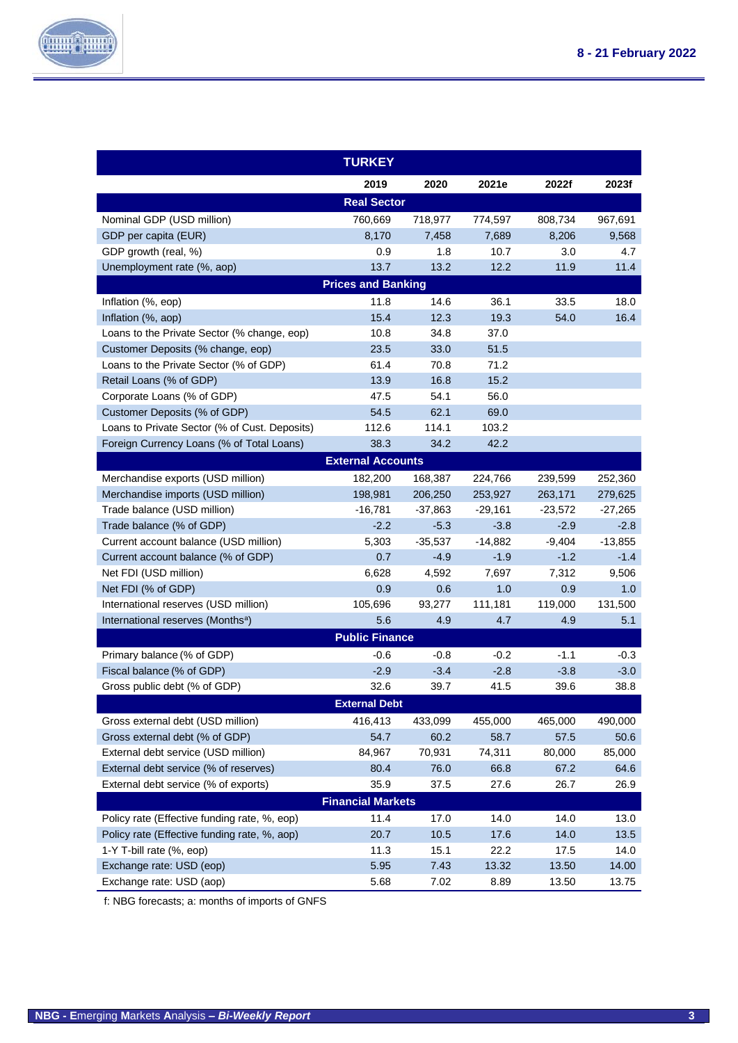| TURKEY | 2019 | 2020 | 2021e | 2022f | 2023f |
|---|---|---|---|---|---|
| **Real Sector** | | | | | |
| Nominal GDP (USD million) | 760,669 | 718,977 | 774,597 | 808,734 | 967,691 |
| GDP per capita (EUR) | 8,170 | 7,458 | 7,689 | 8,206 | 9,568 |
| GDP growth (real, %) | 0.9 | 1.8 | 10.7 | 3.0 | 4.7 |
| Unemployment rate (%, aop) | 13.7 | 13.2 | 12.2 | 11.9 | 11.4 |
| **Prices and Banking** | | | | | |
| Inflation (%, eop) | 11.8 | 14.6 | 36.1 | 33.5 | 18.0 |
| Inflation (%, aop) | 15.4 | 12.3 | 19.3 | 54.0 | 16.4 |
| Loans to the Private Sector (% change, eop) | 10.8 | 34.8 | 37.0 | | |
| Customer Deposits (% change, eop) | 23.5 | 33.0 | 51.5 | | |
| Loans to the Private Sector (% of GDP) | 61.4 | 70.8 | 71.2 | | |
| Retail Loans (% of GDP) | 13.9 | 16.8 | 15.2 | | |
| Corporate Loans (% of GDP) | 47.5 | 54.1 | 56.0 | | |
| Customer Deposits (% of GDP) | 54.5 | 62.1 | 69.0 | | |
| Loans to Private Sector (% of Cust. Deposits) | 112.6 | 114.1 | 103.2 | | |
| Foreign Currency Loans (% of Total Loans) | 38.3 | 34.2 | 42.2 | | |
| **External Accounts** | | | | | |
| Merchandise exports (USD million) | 182,200 | 168,387 | 224,766 | 239,599 | 252,360 |
| Merchandise imports (USD million) | 198,981 | 206,250 | 253,927 | 263,171 | 279,625 |
| Trade balance (USD million) | -16,781 | -37,863 | -29,161 | -23,572 | -27,265 |
| Trade balance (% of GDP) | -2.2 | -5.3 | -3.8 | -2.9 | -2.8 |
| Current account balance (USD million) | 5,303 | -35,537 | -14,882 | -9,404 | -13,855 |
| Current account balance (% of GDP) | 0.7 | -4.9 | -1.9 | -1.2 | -1.4 |
| Net FDI (USD million) | 6,628 | 4,592 | 7,697 | 7,312 | 9,506 |
| Net FDI (% of GDP) | 0.9 | 0.6 | 1.0 | 0.9 | 1.0 |
| International reserves (USD million) | 105,696 | 93,277 | 111,181 | 119,000 | 131,500 |
| International reserves (Months[a]) | 5.6 | 4.9 | 4.7 | 4.9 | 5.1 |
| **Public Finance** | | | | | |
| Primary balance (% of GDP) | -0.6 | -0.8 | -0.2 | -1.1 | -0.3 |
| Fiscal balance (% of GDP) | -2.9 | -3.4 | -2.8 | -3.8 | -3.0 |
| Gross public debt (% of GDP) | 32.6 | 39.7 | 41.5 | 39.6 | 38.8 |
| **External Debt** | | | | | |
| Gross external debt (USD million) | 416,413 | 433,099 | 455,000 | 465,000 | 490,000 |
| Gross external debt (% of GDP) | 54.7 | 60.2 | 58.7 | 57.5 | 50.6 |
| External debt service (USD million) | 84,967 | 70,931 | 74,311 | 80,000 | 85,000 |
| External debt service (% of reserves) | 80.4 | 76.0 | 66.8 | 67.2 | 64.6 |
| External debt service (% of exports) | 35.9 | 37.5 | 27.6 | 26.7 | 26.9 |
| **Financial Markets** | | | | | |
| Policy rate (Effective funding rate, %, eop) | 11.4 | 17.0 | 14.0 | 14.0 | 13.0 |
| Policy rate (Effective funding rate, %, aop) | 20.7 | 10.5 | 17.6 | 14.0 | 13.5 |
| 1-Y T-bill rate (%, eop) | 11.3 | 15.1 | 22.2 | 17.5 | 14.0 |
| Exchange rate: USD (eop) | 5.95 | 7.43 | 13.32 | 13.50 | 14.00 |
| Exchange rate: USD (aop) | 5.68 | 7.02 | 8.89 | 13.50 | 13.75 |

f: NBG forecasts; a: months of imports of GNFS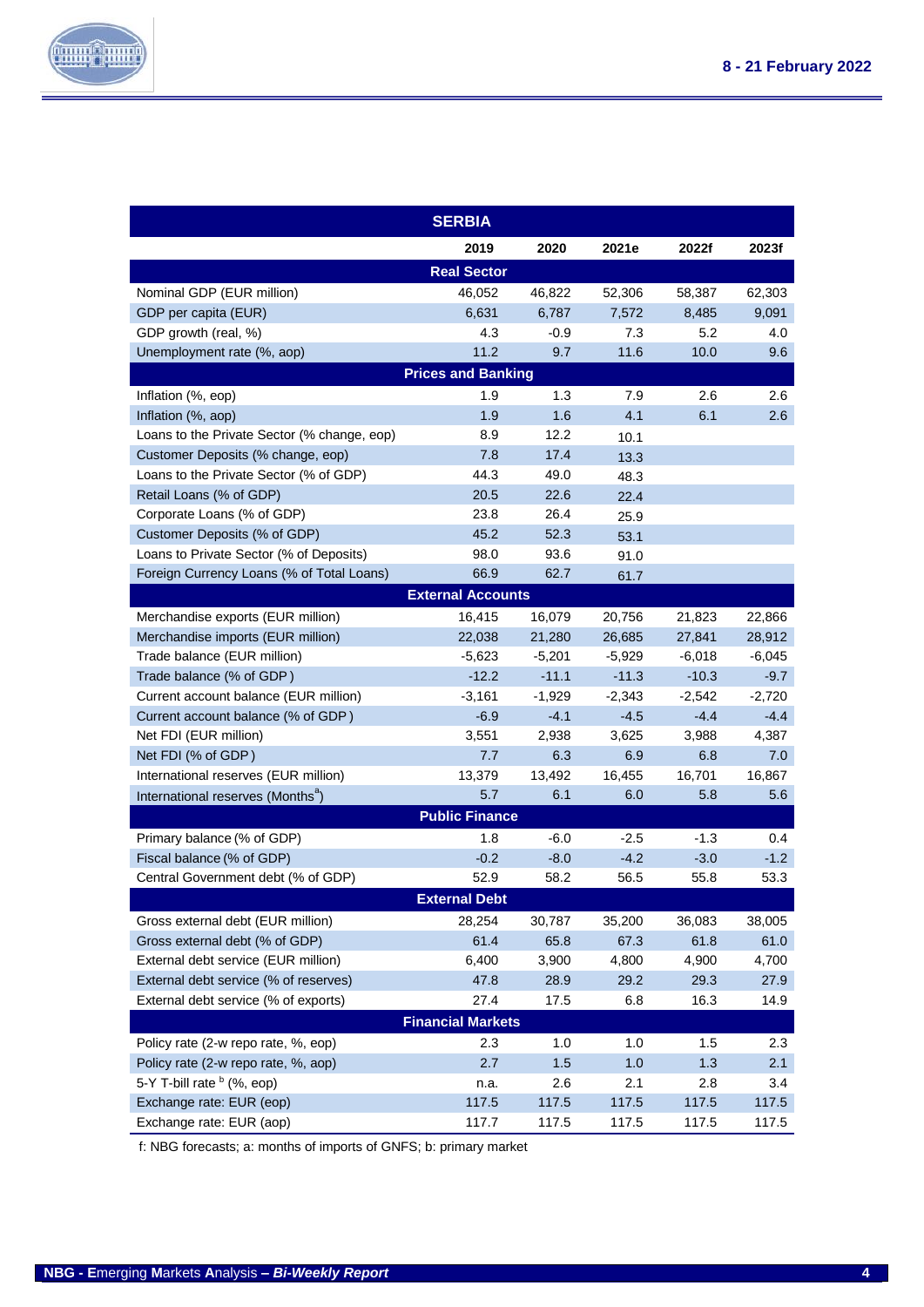| SERBIA | | | | | |
|---|---|---|---|---|---|
| | 2019 | 2020 | 2021e | 2022f | 2023f |
| **Real Sector** | | | | | |
| Nominal GDP (EUR million) | 46,052 | 46,822 | 52,306 | 58,387 | 62,303 |
| GDP per capita (EUR) | 6,631 | 6,787 | 7,572 | 8,485 | 9,091 |
| GDP growth (real, %) | 4.3 | -0.9 | 7.3 | 5.2 | 4.0 |
| Unemployment rate (%, aop) | 11.2 | 9.7 | 11.6 | 10.0 | 9.6 |
| **Prices and Banking** | | | | | |
| Inflation (%, eop) | 1.9 | 1.3 | 7.9 | 2.6 | 2.6 |
| Inflation (%, aop) | 1.9 | 1.6 | 4.1 | 6.1 | 2.6 |
| Loans to the Private Sector (% change, eop) | 8.9 | 12.2 | 10.1 | | |
| Customer Deposits (% change, eop) | 7.8 | 17.4 | 13.3 | | |
| Loans to the Private Sector (% of GDP) | 44.3 | 49.0 | 48.3 | | |
| Retail Loans (% of GDP) | 20.5 | 22.6 | 22.4 | | |
| Corporate Loans (% of GDP) | 23.8 | 26.4 | 25.9 | | |
| Customer Deposits (% of GDP) | 45.2 | 52.3 | 53.1 | | |
| Loans to Private Sector (% of Deposits) | 98.0 | 93.6 | 91.0 | | |
| Foreign Currency Loans (% of Total Loans) | 66.9 | 62.7 | 61.7 | | |
| **External Accounts** | | | | | |
| Merchandise exports (EUR million) | 16,415 | 16,079 | 20,756 | 21,823 | 22,866 |
| Merchandise imports (EUR million) | 22,038 | 21,280 | 26,685 | 27,841 | 28,912 |
| Trade balance (EUR million) | -5,623 | -5,201 | -5,929 | -6,018 | -6,045 |
| Trade balance (% of GDP ) | -12.2 | -11.1 | -11.3 | -10.3 | -9.7 |
| Current account balance (EUR million) | -3,161 | -1,929 | -2,343 | -2,542 | -2,720 |
| Current account balance (% of GDP ) | -6.9 | -4.1 | -4.5 | -4.4 | -4.4 |
| Net FDI (EUR million) | 3,551 | 2,938 | 3,625 | 3,988 | 4,387 |
| Net FDI (% of GDP ) | 7.7 | 6.3 | 6.9 | 6.8 | 7.0 |
| International reserves (EUR million) | 13,379 | 13,492 | 16,455 | 16,701 | 16,867 |
| International reserves (Months[a]) | 5.7 | 6.1 | 6.0 | 5.8 | 5.6 |
| **Public Finance** | | | | | |
| Primary balance (% of GDP) | 1.8 | -6.0 | -2.5 | -1.3 | 0.4 |
| Fiscal balance (% of GDP) | -0.2 | -8.0 | -4.2 | -3.0 | -1.2 |
| Central Government debt (% of GDP) | 52.9 | 58.2 | 56.5 | 55.8 | 53.3 |
| **External Debt** | | | | | |
| Gross external debt (EUR million) | 28,254 | 30,787 | 35,200 | 36,083 | 38,005 |
| Gross external debt (% of GDP) | 61.4 | 65.8 | 67.3 | 61.8 | 61.0 |
| External debt service (EUR million) | 6,400 | 3,900 | 4,800 | 4,900 | 4,700 |
| External debt service (% of reserves) | 47.8 | 28.9 | 29.2 | 29.3 | 27.9 |
| External debt service (% of exports) | 27.4 | 17.5 | 6.8 | 16.3 | 14.9 |
| **Financial Markets** | | | | | |
| Policy rate (2-w repo rate, %, eop) | 2.3 | 1.0 | 1.0 | 1.5 | 2.3 |
| Policy rate (2-w repo rate, %, aop) | 2.7 | 1.5 | 1.0 | 1.3 | 2.1 |
| 5-Y T-bill rate [b] (%, eop) | n.a. | 2.6 | 2.1 | 2.8 | 3.4 |
| Exchange rate: EUR (eop) | 117.5 | 117.5 | 117.5 | 117.5 | 117.5 |
| Exchange rate: EUR (aop) | 117.7 | 117.5 | 117.5 | 117.5 | 117.5 |

f: NBG forecasts; a: months of imports of GNFS; b: primary market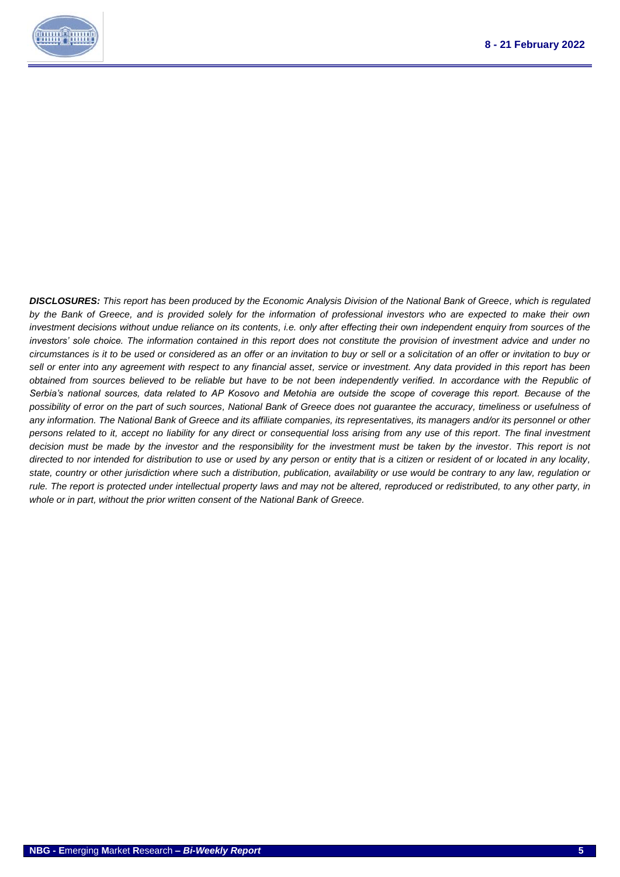***DISCLOSURES:*** *This report has been produced by the Economic Analysis Division of the National Bank of Greece, which is regulated by the Bank of Greece, and is provided solely for the information of professional investors who are expected to make their own investment decisions without undue reliance on its contents, i.e. only after effecting their own independent enquiry from sources of the investors' sole choice. The information contained in this report does not constitute the provision of investment advice and under no circumstances is it to be used or considered as an offer or an invitation to buy or sell or a solicitation of an offer or invitation to buy or sell or enter into any agreement with respect to any financial asset, service or investment. Any data provided in this report has been obtained from sources believed to be reliable but have to be not been independently verified. In accordance with the Republic of Serbia's national sources, data related to AP Kosovo and Metohia are outside the scope of coverage this report. Because of the possibility of error on the part of such sources, National Bank of Greece does not guarantee the accuracy, timeliness or usefulness of any information. The National Bank of Greece and its affiliate companies, its representatives, its managers and/or its personnel or other persons related to it, accept no liability for any direct or consequential loss arising from any use of this report. The final investment decision must be made by the investor and the responsibility for the investment must be taken by the investor. This report is not directed to nor intended for distribution to use or used by any person or entity that is a citizen or resident of or located in any locality, state, country or other jurisdiction where such a distribution, publication, availability or use would be contrary to any law, regulation or rule. The report is protected under intellectual property laws and may not be altered, reproduced or redistributed, to any other party, in whole or in part, without the prior written consent of the National Bank of Greece.*